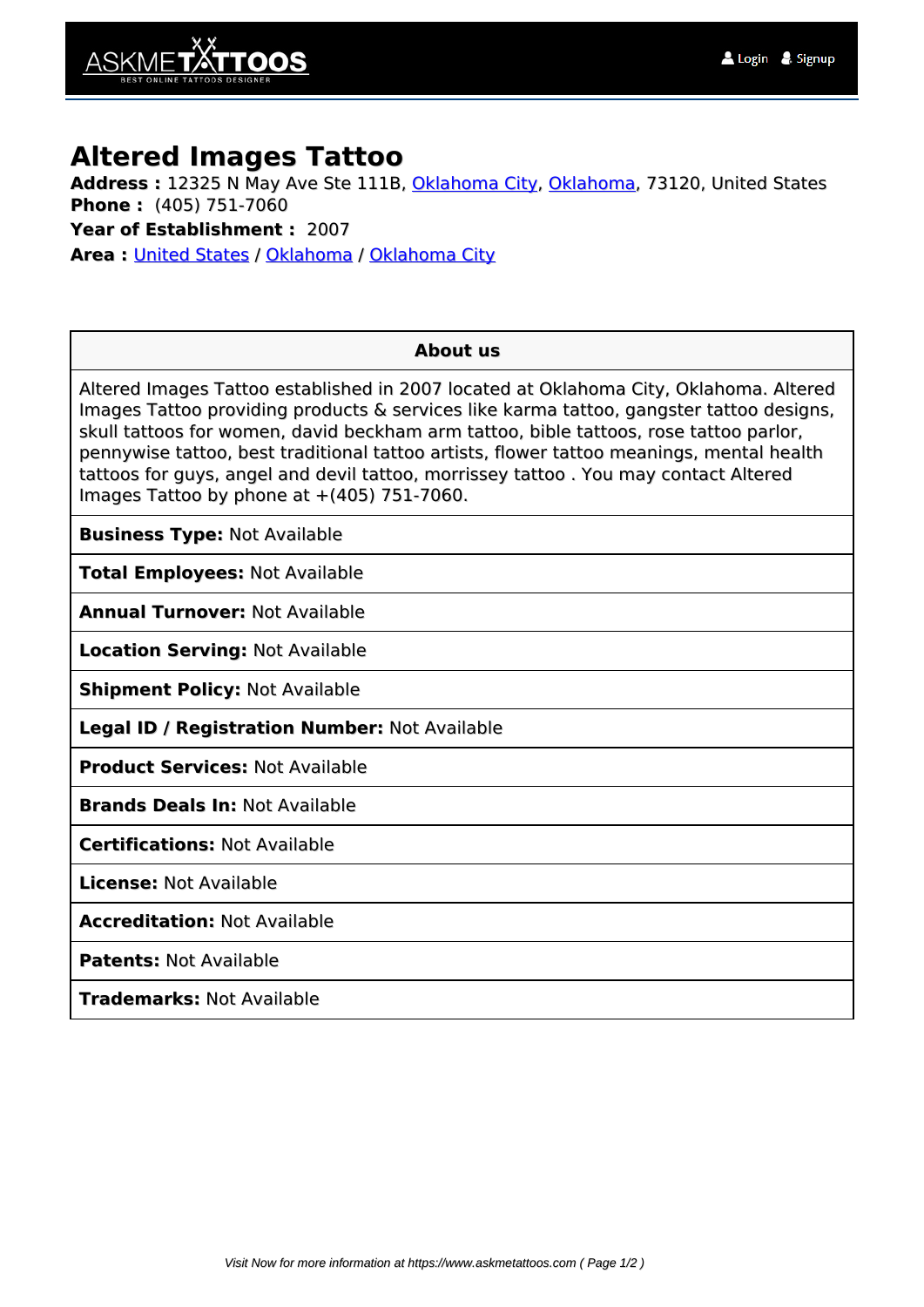ASKMETATTOOS
BEST ONLINE TATTOOS DESIGNER

Login Signup

# Altered Images Tattoo

**Address :** 12325 N May Ave Ste 111B, Oklahoma City, Oklahoma, 73120, United States
**Phone :** (405) 751-7060
**Year of Establishment :** 2007
**Area :** United States / Oklahoma / Oklahoma City

| About us |
| --- |
| Altered Images Tattoo established in 2007 located at Oklahoma City, Oklahoma. Altered Images Tattoo providing products & services like karma tattoo, gangster tattoo designs, skull tattoos for women, david beckham arm tattoo, bible tattoos, rose tattoo parlor, pennywise tattoo, best traditional tattoo artists, flower tattoo meanings, mental health tattoos for guys, angel and devil tattoo, morrissey tattoo . You may contact Altered Images Tattoo by phone at +(405) 751-7060. |
| **Business Type:** Not Available |
| **Total Employees:** Not Available |
| **Annual Turnover:** Not Available |
| **Location Serving:** Not Available |
| **Shipment Policy:** Not Available |
| **Legal ID / Registration Number:** Not Available |
| **Product Services:** Not Available |
| **Brands Deals In:** Not Available |
| **Certifications:** Not Available |
| **License:** Not Available |
| **Accreditation:** Not Available |
| **Patents:** Not Available |
| **Trademarks:** Not Available |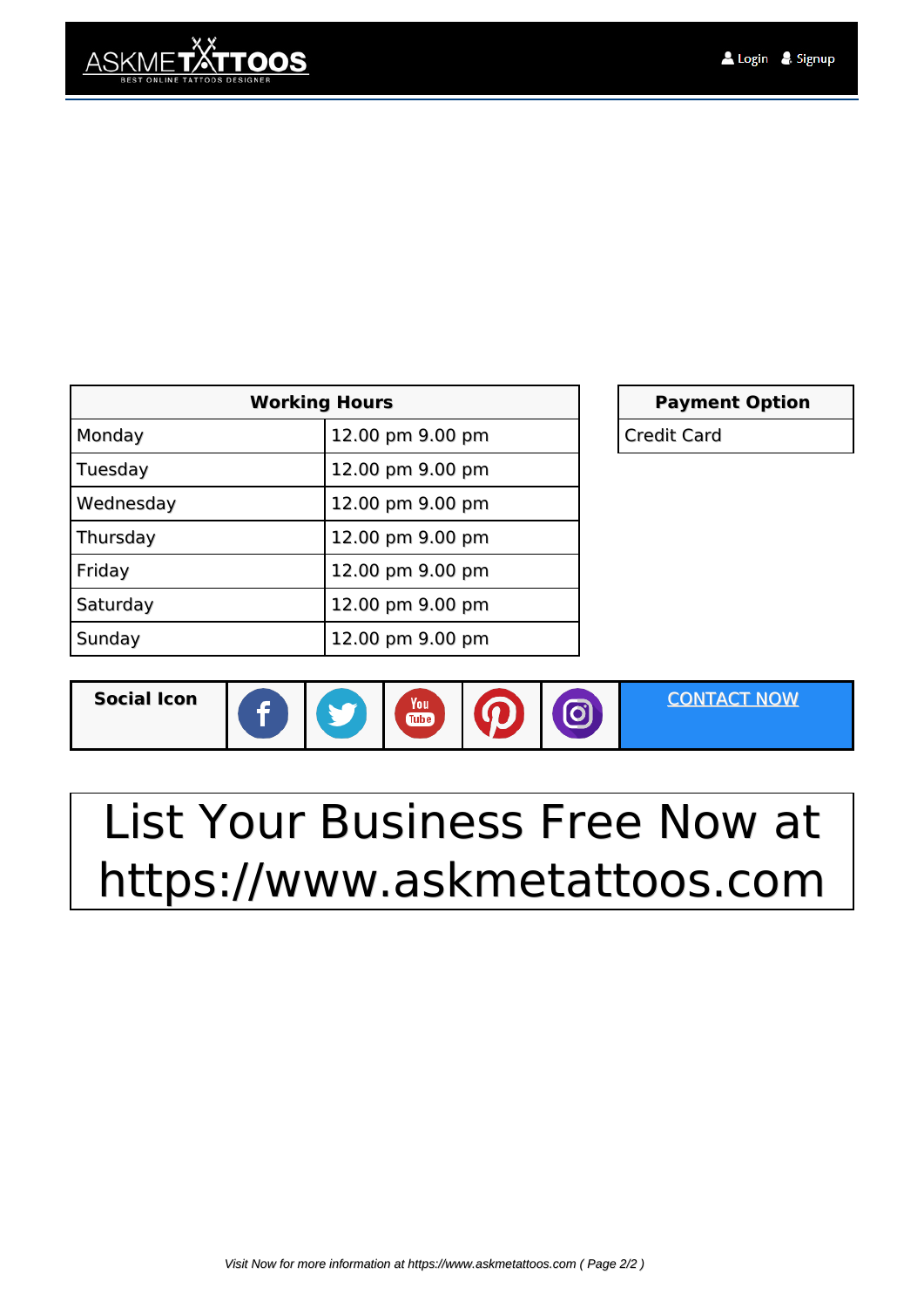ASKMETATTOOS
BEST ONLINE TATTOOS DESIGNER

Login Signup

| Working Hours | |
|---|---|
| Monday | 12.00 pm 9.00 pm |
| Tuesday | 12.00 pm 9.00 pm |
| Wednesday | 12.00 pm 9.00 pm |
| Thursday | 12.00 pm 9.00 pm |
| Friday | 12.00 pm 9.00 pm |
| Saturday | 12.00 pm 9.00 pm |
| Sunday | 12.00 pm 9.00 pm |

| Payment Option |
|---|
| Credit Card |

**Social Icon**

CONTACT NOW

# List Your Business Free Now at https://www.askmetattoos.com